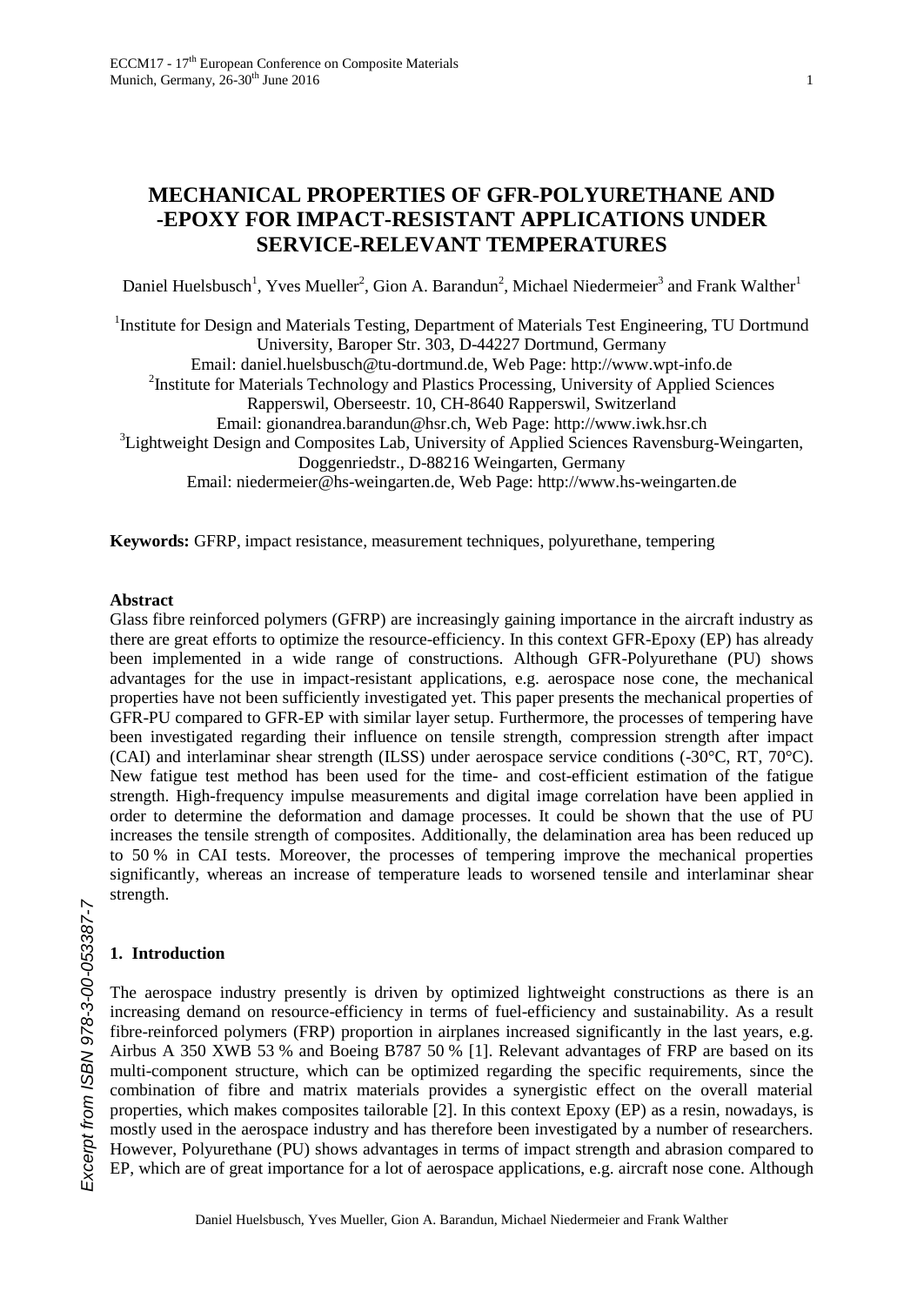# MECHANICAL PROPERTIES OF GFR-POLYURETHANE AND -EPOXY FOR IMPACT-RESISTANT APPLICATIONS UNDER SERVICE-RELEVANT TEMPERATURES

Daniel Huelsbusch[1], Yves Mueller[2], Gion A. Barandun[2], Michael Niedermeier[3] and Frank Walther[1]

[1]Institute for Design and Materials Testing, Department of Materials Test Engineering, TU Dortmund University, Baroper Str. 303, D-44227 Dortmund, Germany
Email: daniel.huelsbusch@tu-dortmund.de, Web Page: http://www.wpt-info.de

[2]Institute for Materials Technology and Plastics Processing, University of Applied Sciences Rapperswil, Oberseestr. 10, CH-8640 Rapperswil, Switzerland
Email: gionandrea.barandun@hsr.ch, Web Page: http://www.iwk.hsr.ch

[3]Lightweight Design and Composites Lab, University of Applied Sciences Ravensburg-Weingarten, Doggenriedstr., D-88216 Weingarten, Germany
Email: niedermeier@hs-weingarten.de, Web Page: http://www.hs-weingarten.de

**Keywords:** GFRP, impact resistance, measurement techniques, polyurethane, tempering

**Abstract**

Glass fibre reinforced polymers (GFRP) are increasingly gaining importance in the aircraft industry as there are great efforts to optimize the resource-efficiency. In this context GFR-Epoxy (EP) has already been implemented in a wide range of constructions. Although GFR-Polyurethane (PU) shows advantages for the use in impact-resistant applications, e.g. aerospace nose cone, the mechanical properties have not been sufficiently investigated yet. This paper presents the mechanical properties of GFR-PU compared to GFR-EP with similar layer setup. Furthermore, the processes of tempering have been investigated regarding their influence on tensile strength, compression strength after impact (CAI) and interlaminar shear strength (ILSS) under aerospace service conditions (-30°C, RT, 70°C). New fatigue test method has been used for the time- and cost-efficient estimation of the fatigue strength. High-frequency impulse measurements and digital image correlation have been applied in order to determine the deformation and damage processes. It could be shown that the use of PU increases the tensile strength of composites. Additionally, the delamination area has been reduced up to 50 % in CAI tests. Moreover, the processes of tempering improve the mechanical properties significantly, whereas an increase of temperature leads to worsened tensile and interlaminar shear strength.

## 1. Introduction

The aerospace industry presently is driven by optimized lightweight constructions as there is an increasing demand on resource-efficiency in terms of fuel-efficiency and sustainability. As a result fibre-reinforced polymers (FRP) proportion in airplanes increased significantly in the last years, e.g. Airbus A 350 XWB 53 % and Boeing B787 50 % [1]. Relevant advantages of FRP are based on its multi-component structure, which can be optimized regarding the specific requirements, since the combination of fibre and matrix materials provides a synergistic effect on the overall material properties, which makes composites tailorable [2]. In this context Epoxy (EP) as a resin, nowadays, is mostly used in the aerospace industry and has therefore been investigated by a number of researchers. However, Polyurethane (PU) shows advantages in terms of impact strength and abrasion compared to EP, which are of great importance for a lot of aerospace applications, e.g. aircraft nose cone. Although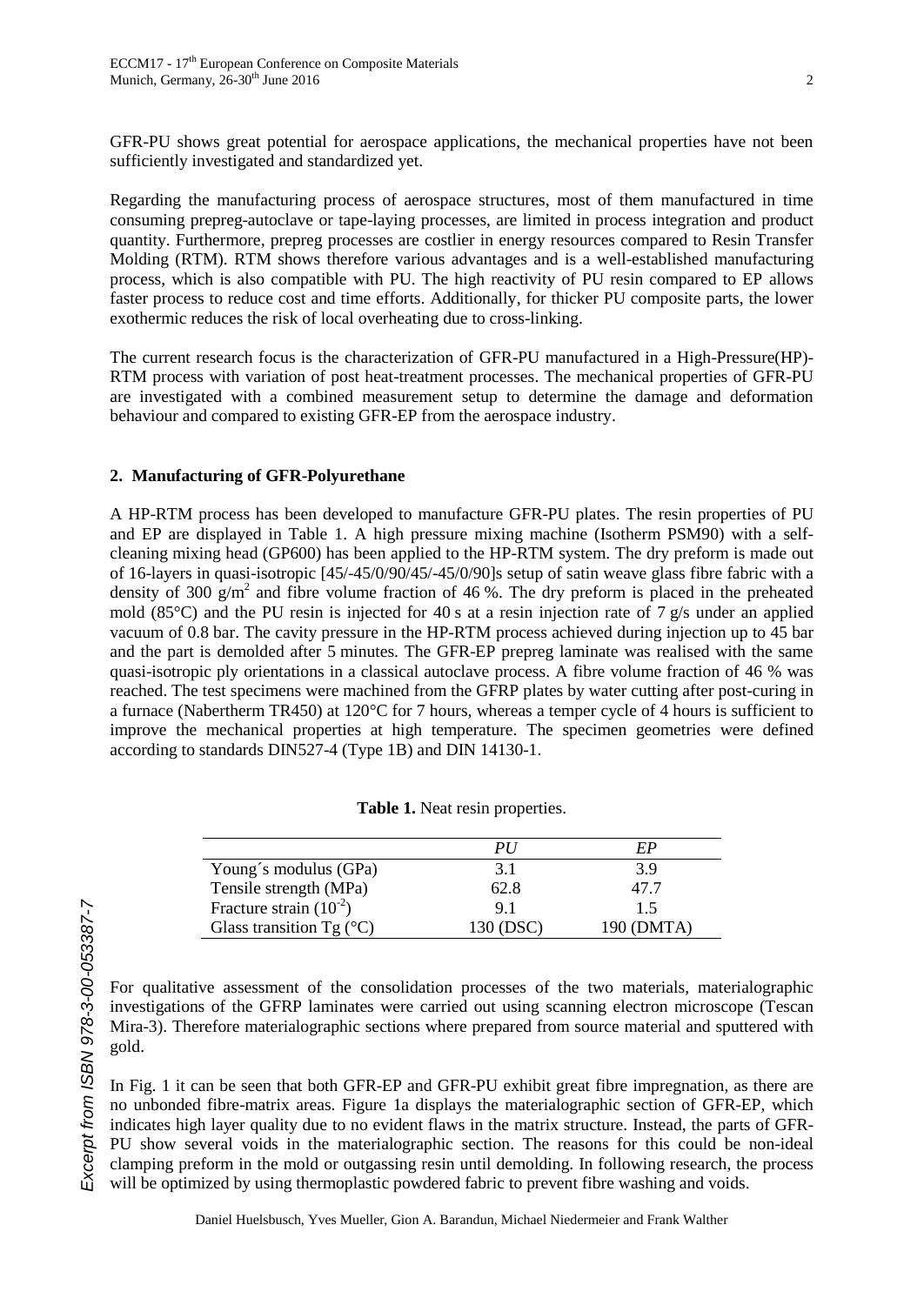GFR-PU shows great potential for aerospace applications, the mechanical properties have not been sufficiently investigated and standardized yet.

Regarding the manufacturing process of aerospace structures, most of them manufactured in time consuming prepreg-autoclave or tape-laying processes, are limited in process integration and product quantity. Furthermore, prepreg processes are costlier in energy resources compared to Resin Transfer Molding (RTM). RTM shows therefore various advantages and is a well-established manufacturing process, which is also compatible with PU. The high reactivity of PU resin compared to EP allows faster process to reduce cost and time efforts. Additionally, for thicker PU composite parts, the lower exothermic reduces the risk of local overheating due to cross-linking.

The current research focus is the characterization of GFR-PU manufactured in a High-Pressure(HP)-RTM process with variation of post heat-treatment processes. The mechanical properties of GFR-PU are investigated with a combined measurement setup to determine the damage and deformation behaviour and compared to existing GFR-EP from the aerospace industry.

## 2. Manufacturing of GFR-Polyurethane

A HP-RTM process has been developed to manufacture GFR-PU plates. The resin properties of PU and EP are displayed in Table 1. A high pressure mixing machine (Isotherm PSM90) with a self-cleaning mixing head (GP600) has been applied to the HP-RTM system. The dry preform is made out of 16-layers in quasi-isotropic [45/-45/0/90/45/-45/0/90]s setup of satin weave glass fibre fabric with a density of 300 g/m$^2$ and fibre volume fraction of 46 %. The dry preform is placed in the preheated mold (85°C) and the PU resin is injected for 40 s at a resin injection rate of 7 g/s under an applied vacuum of 0.8 bar. The cavity pressure in the HP-RTM process achieved during injection up to 45 bar and the part is demolded after 5 minutes. The GFR-EP prepreg laminate was realised with the same quasi-isotropic ply orientations in a classical autoclave process. A fibre volume fraction of 46 % was reached. The test specimens were machined from the GFRP plates by water cutting after post-curing in a furnace (Nabertherm TR450) at 120°C for 7 hours, whereas a temper cycle of 4 hours is sufficient to improve the mechanical properties at high temperature. The specimen geometries were defined according to standards DIN527-4 (Type 1B) and DIN 14130-1.

**Table 1.** Neat resin properties.

| | *PU* | *EP* |
|---|---|---|
| Young´s modulus (GPa) | 3.1 | 3.9 |
| Tensile strength (MPa) | 62.8 | 47.7 |
| Fracture strain ($10^{-2}$) | 9.1 | 1.5 |
| Glass transition Tg (°C) | 130 (DSC) | 190 (DMTA) |

For qualitative assessment of the consolidation processes of the two materials, materialographic investigations of the GFRP laminates were carried out using scanning electron microscope (Tescan Mira-3). Therefore materialographic sections where prepared from source material and sputtered with gold.

In Fig. 1 it can be seen that both GFR-EP and GFR-PU exhibit great fibre impregnation, as there are no unbonded fibre-matrix areas. Figure 1a displays the materialographic section of GFR-EP, which indicates high layer quality due to no evident flaws in the matrix structure. Instead, the parts of GFR-PU show several voids in the materialographic section. The reasons for this could be non-ideal clamping preform in the mold or outgassing resin until demolding. In following research, the process will be optimized by using thermoplastic powdered fabric to prevent fibre washing and voids.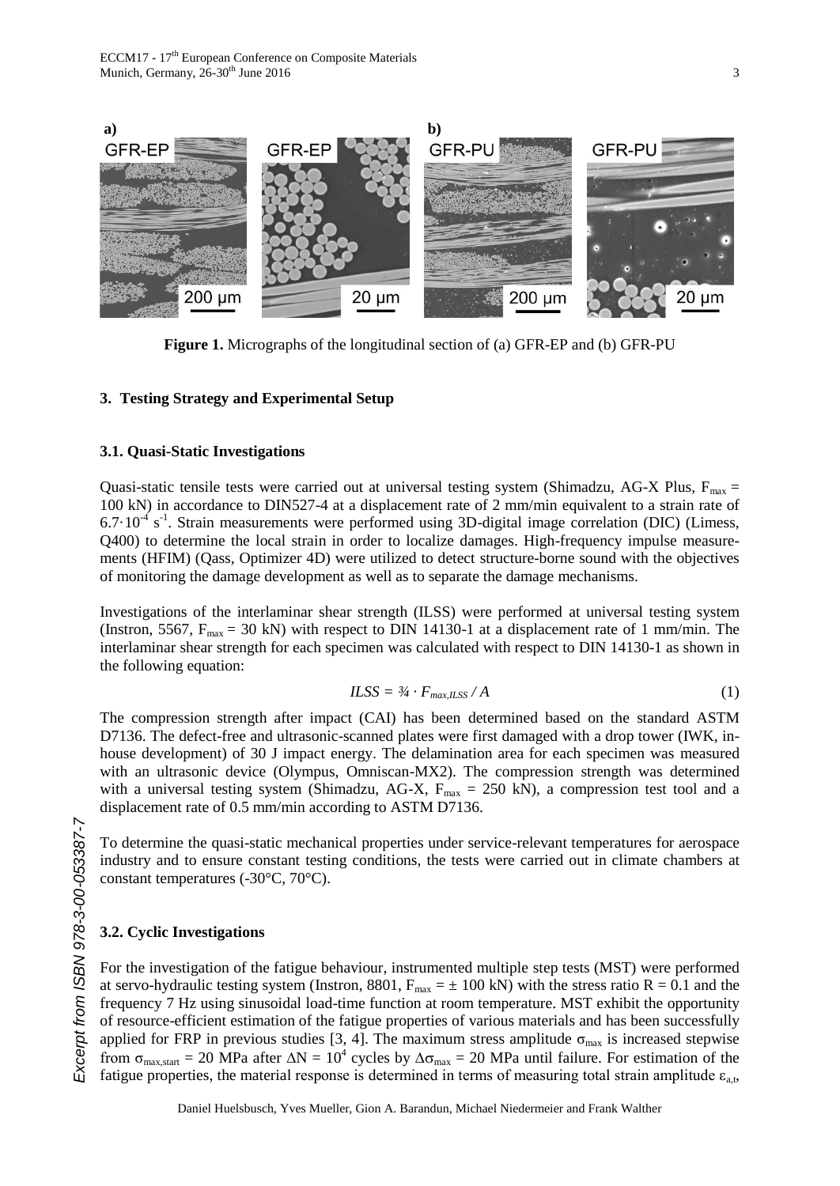**Figure 1.** Micrographs of the longitudinal section of (a) GFR-EP and (b) GFR-PU

## 3. Testing Strategy and Experimental Setup

### 3.1. Quasi-Static Investigations

Quasi-static tensile tests were carried out at universal testing system (Shimadzu, AG-X Plus, $F_{max}$ = 100 kN) in accordance to DIN527-4 at a displacement rate of 2 mm/min equivalent to a strain rate of $6.7 \cdot 10^{-4}$ $s^{-1}$. Strain measurements were performed using 3D-digital image correlation (DIC) (Limess, Q400) to determine the local strain in order to localize damages. High-frequency impulse measurements (HFIM) (Qass, Optimizer 4D) were utilized to detect structure-borne sound with the objectives of monitoring the damage development as well as to separate the damage mechanisms.

Investigations of the interlaminar shear strength (ILSS) were performed at universal testing system (Instron, 5567, $F_{max}$ = 30 kN) with respect to DIN 14130-1 at a displacement rate of 1 mm/min. The interlaminar shear strength for each specimen was calculated with respect to DIN 14130-1 as shown in the following equation:

$$ILSS = \tfrac{3}{4} \cdot F_{max,ILSS} / A \tag{1}$$

The compression strength after impact (CAI) has been determined based on the standard ASTM D7136. The defect-free and ultrasonic-scanned plates were first damaged with a drop tower (IWK, in-house development) of 30 J impact energy. The delamination area for each specimen was measured with an ultrasonic device (Olympus, Omniscan-MX2). The compression strength was determined with a universal testing system (Shimadzu, AG-X, $F_{max}$ = 250 kN), a compression test tool and a displacement rate of 0.5 mm/min according to ASTM D7136.

To determine the quasi-static mechanical properties under service-relevant temperatures for aerospace industry and to ensure constant testing conditions, the tests were carried out in climate chambers at constant temperatures (-30°C, 70°C).

### 3.2. Cyclic Investigations

For the investigation of the fatigue behaviour, instrumented multiple step tests (MST) were performed at servo-hydraulic testing system (Instron, 8801, $F_{max}$ = ± 100 kN) with the stress ratio R = 0.1 and the frequency 7 Hz using sinusoidal load-time function at room temperature. MST exhibit the opportunity of resource-efficient estimation of the fatigue properties of various materials and has been successfully applied for FRP in previous studies [3, 4]. The maximum stress amplitude $\sigma_{max}$ is increased stepwise from $\sigma_{max,start}$ = 20 MPa after $\Delta N = 10^4$ cycles by $\Delta\sigma_{max}$ = 20 MPa until failure. For estimation of the fatigue properties, the material response is determined in terms of measuring total strain amplitude $\varepsilon_{a,t}$,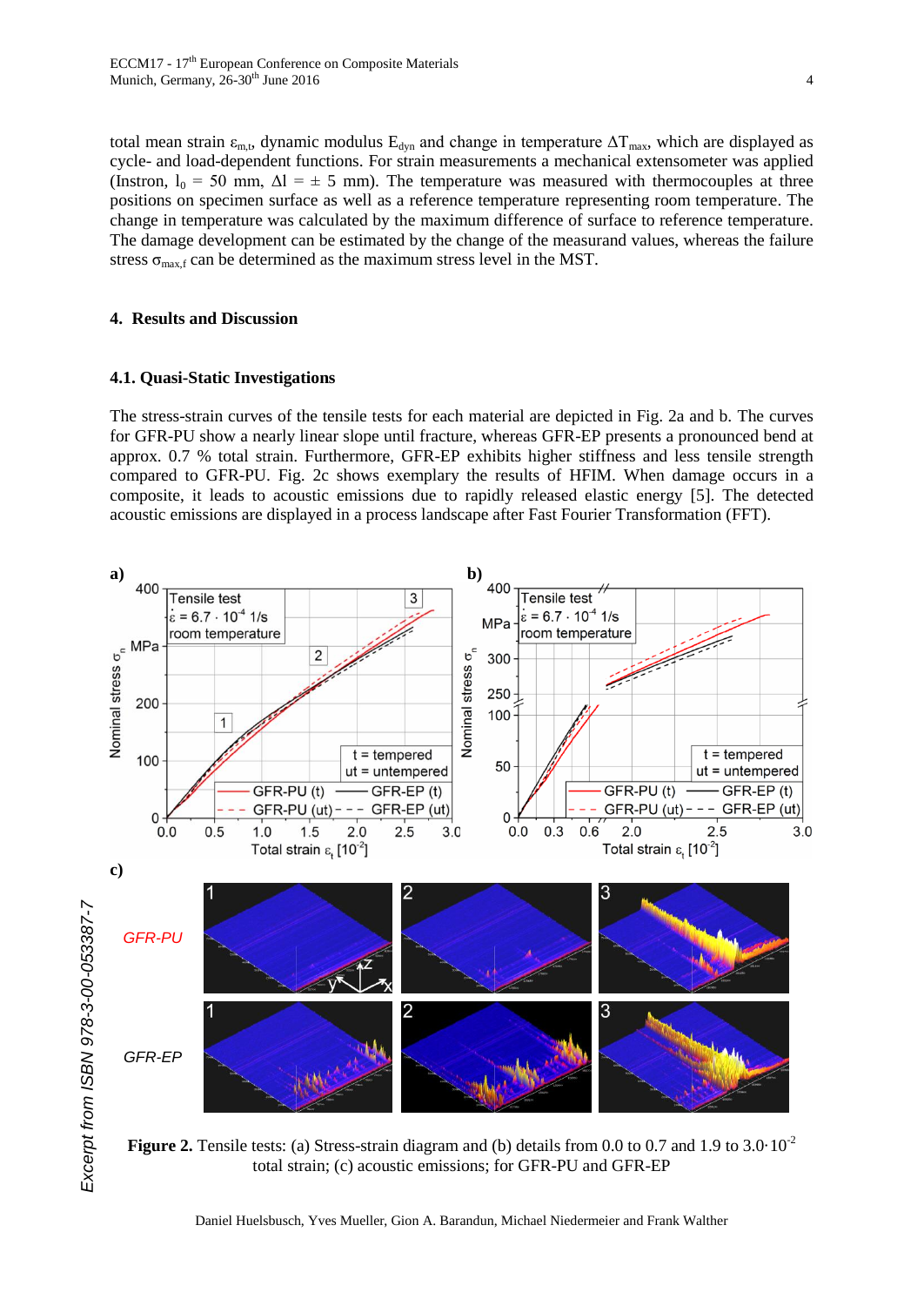total mean strain $\varepsilon_{m,t}$, dynamic modulus $E_{dyn}$ and change in temperature $\Delta T_{max}$, which are displayed as cycle- and load-dependent functions. For strain measurements a mechanical extensometer was applied (Instron, $l_0$ = 50 mm, $\Delta l$ = ± 5 mm). The temperature was measured with thermocouples at three positions on specimen surface as well as a reference temperature representing room temperature. The change in temperature was calculated by the maximum difference of surface to reference temperature. The damage development can be estimated by the change of the measurand values, whereas the failure stress $\sigma_{max,f}$ can be determined as the maximum stress level in the MST.

## 4. Results and Discussion

### 4.1. Quasi-Static Investigations

The stress-strain curves of the tensile tests for each material are depicted in Fig. 2a and b. The curves for GFR-PU show a nearly linear slope until fracture, whereas GFR-EP presents a pronounced bend at approx. 0.7 % total strain. Furthermore, GFR-EP exhibits higher stiffness and less tensile strength compared to GFR-PU. Fig. 2c shows exemplary the results of HFIM. When damage occurs in a composite, it leads to acoustic emissions due to rapidly released elastic energy [5]. The detected acoustic emissions are displayed in a process landscape after Fast Fourier Transformation (FFT).

**Figure 2.** Tensile tests: (a) Stress-strain diagram and (b) details from 0.0 to 0.7 and 1.9 to $3.0 \cdot 10^{-2}$ total strain; (c) acoustic emissions; for GFR-PU and GFR-EP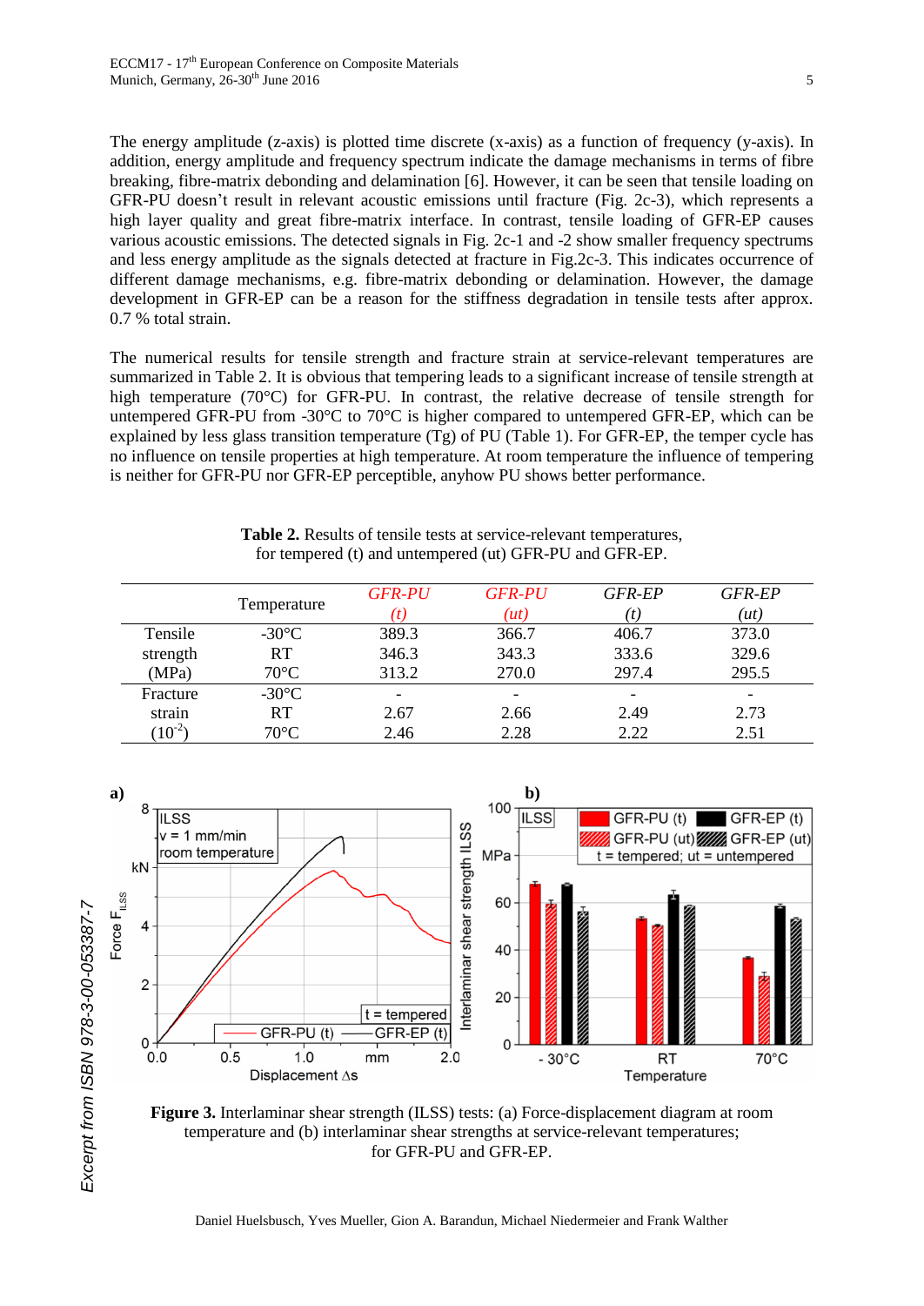The energy amplitude (z-axis) is plotted time discrete (x-axis) as a function of frequency (y-axis). In addition, energy amplitude and frequency spectrum indicate the damage mechanisms in terms of fibre breaking, fibre-matrix debonding and delamination [6]. However, it can be seen that tensile loading on GFR-PU doesn't result in relevant acoustic emissions until fracture (Fig. 2c-3), which represents a high layer quality and great fibre-matrix interface. In contrast, tensile loading of GFR-EP causes various acoustic emissions. The detected signals in Fig. 2c-1 and -2 show smaller frequency spectrums and less energy amplitude as the signals detected at fracture in Fig.2c-3. This indicates occurrence of different damage mechanisms, e.g. fibre-matrix debonding or delamination. However, the damage development in GFR-EP can be a reason for the stiffness degradation in tensile tests after approx. 0.7 % total strain.

The numerical results for tensile strength and fracture strain at service-relevant temperatures are summarized in Table 2. It is obvious that tempering leads to a significant increase of tensile strength at high temperature (70°C) for GFR-PU. In contrast, the relative decrease of tensile strength for untempered GFR-PU from -30°C to 70°C is higher compared to untempered GFR-EP, which can be explained by less glass transition temperature (Tg) of PU (Table 1). For GFR-EP, the temper cycle has no influence on tensile properties at high temperature. At room temperature the influence of tempering is neither for GFR-PU nor GFR-EP perceptible, anyhow PU shows better performance.

**Table 2.** Results of tensile tests at service-relevant temperatures, for tempered (t) and untempered (ut) GFR-PU and GFR-EP.

| | Temperature | *GFR-PU (t)* | *GFR-PU (ut)* | *GFR-EP (t)* | *GFR-EP (ut)* |
|---|---|---|---|---|---|
| Tensile strength (MPa) | -30°C | 389.3 | 366.7 | 406.7 | 373.0 |
| | RT | 346.3 | 343.3 | 333.6 | 329.6 |
| | 70°C | 313.2 | 270.0 | 297.4 | 295.5 |
| Fracture strain ($10^{-2}$) | -30°C | - | - | - | - |
| | RT | 2.67 | 2.66 | 2.49 | 2.73 |
| | 70°C | 2.46 | 2.28 | 2.22 | 2.51 |

**Figure 3.** Interlaminar shear strength (ILSS) tests: (a) Force-displacement diagram at room temperature and (b) interlaminar shear strengths at service-relevant temperatures; for GFR-PU and GFR-EP.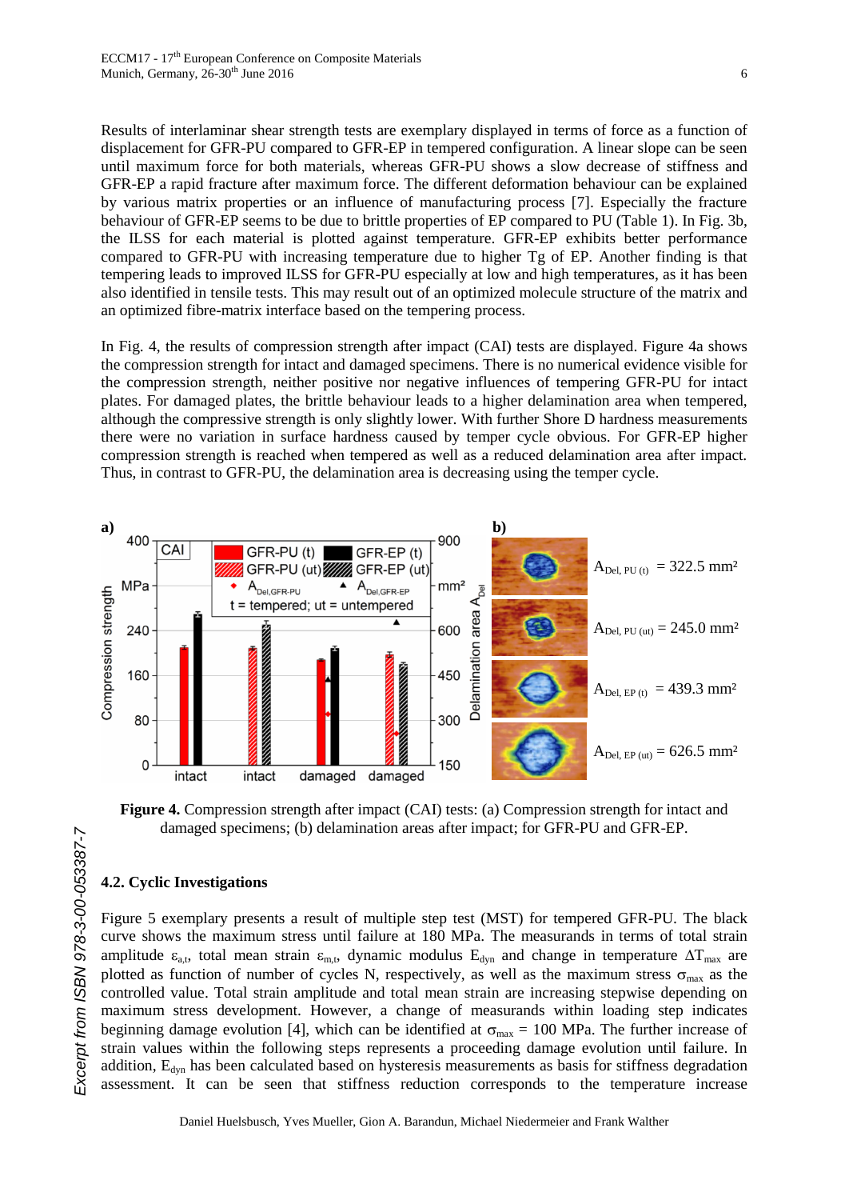Results of interlaminar shear strength tests are exemplary displayed in terms of force as a function of displacement for GFR-PU compared to GFR-EP in tempered configuration. A linear slope can be seen until maximum force for both materials, whereas GFR-PU shows a slow decrease of stiffness and GFR-EP a rapid fracture after maximum force. The different deformation behaviour can be explained by various matrix properties or an influence of manufacturing process [7]. Especially the fracture behaviour of GFR-EP seems to be due to brittle properties of EP compared to PU (Table 1). In Fig. 3b, the ILSS for each material is plotted against temperature. GFR-EP exhibits better performance compared to GFR-PU with increasing temperature due to higher Tg of EP. Another finding is that tempering leads to improved ILSS for GFR-PU especially at low and high temperatures, as it has been also identified in tensile tests. This may result out of an optimized molecule structure of the matrix and an optimized fibre-matrix interface based on the tempering process.

In Fig. 4, the results of compression strength after impact (CAI) tests are displayed. Figure 4a shows the compression strength for intact and damaged specimens. There is no numerical evidence visible for the compression strength, neither positive nor negative influences of tempering GFR-PU for intact plates. For damaged plates, the brittle behaviour leads to a higher delamination area when tempered, although the compressive strength is only slightly lower. With further Shore D hardness measurements there were no variation in surface hardness caused by temper cycle obvious. For GFR-EP higher compression strength is reached when tempered as well as a reduced delamination area after impact. Thus, in contrast to GFR-PU, the delamination area is decreasing using the temper cycle.

**Figure 4.** Compression strength after impact (CAI) tests: (a) Compression strength for intact and damaged specimens; (b) delamination areas after impact; for GFR-PU and GFR-EP.

### 4.2. Cyclic Investigations

Figure 5 exemplary presents a result of multiple step test (MST) for tempered GFR-PU. The black curve shows the maximum stress until failure at 180 MPa. The measurands in terms of total strain amplitude $\varepsilon_{a,t}$, total mean strain $\varepsilon_{m,t}$, dynamic modulus $E_{dyn}$ and change in temperature $\Delta T_{max}$ are plotted as function of number of cycles N, respectively, as well as the maximum stress $\sigma_{max}$ as the controlled value. Total strain amplitude and total mean strain are increasing stepwise depending on maximum stress development. However, a change of measurands within loading step indicates beginning damage evolution [4], which can be identified at $\sigma_{max}$ = 100 MPa. The further increase of strain values within the following steps represents a proceeding damage evolution until failure. In addition, $E_{dyn}$ has been calculated based on hysteresis measurements as basis for stiffness degradation assessment. It can be seen that stiffness reduction corresponds to the temperature increase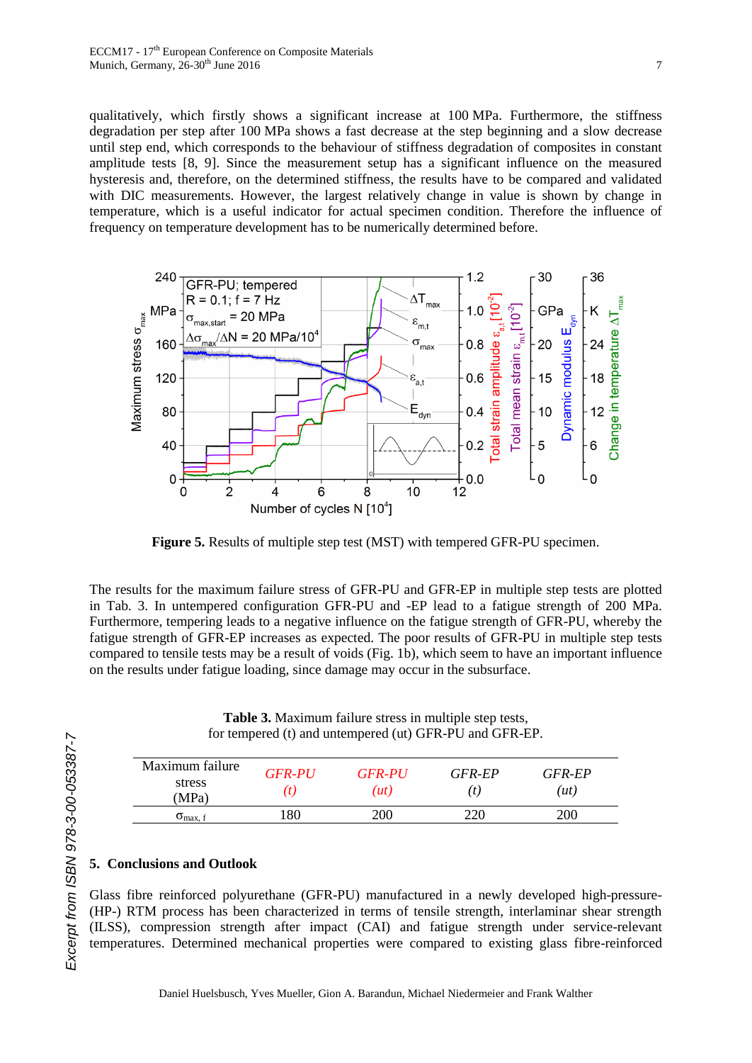qualitatively, which firstly shows a significant increase at 100 MPa. Furthermore, the stiffness degradation per step after 100 MPa shows a fast decrease at the step beginning and a slow decrease until step end, which corresponds to the behaviour of stiffness degradation of composites in constant amplitude tests [8, 9]. Since the measurement setup has a significant influence on the measured hysteresis and, therefore, on the determined stiffness, the results have to be compared and validated with DIC measurements. However, the largest relatively change in value is shown by change in temperature, which is a useful indicator for actual specimen condition. Therefore the influence of frequency on temperature development has to be numerically determined before.

**Figure 5.** Results of multiple step test (MST) with tempered GFR-PU specimen.

The results for the maximum failure stress of GFR-PU and GFR-EP in multiple step tests are plotted in Tab. 3. In untempered configuration GFR-PU and -EP lead to a fatigue strength of 200 MPa. Furthermore, tempering leads to a negative influence on the fatigue strength of GFR-PU, whereby the fatigue strength of GFR-EP increases as expected. The poor results of GFR-PU in multiple step tests compared to tensile tests may be a result of voids (Fig. 1b), which seem to have an important influence on the results under fatigue loading, since damage may occur in the subsurface.

**Table 3.** Maximum failure stress in multiple step tests, for tempered (t) and untempered (ut) GFR-PU and GFR-EP.

| Maximum failure stress (MPa) | *GFR-PU (t)* | *GFR-PU (ut)* | *GFR-EP (t)* | *GFR-EP (ut)* |
|---|---|---|---|---|
| $\sigma_{max,\,f}$ | 180 | 200 | 220 | 200 |

## 5. Conclusions and Outlook

Glass fibre reinforced polyurethane (GFR-PU) manufactured in a newly developed high-pressure- (HP-) RTM process has been characterized in terms of tensile strength, interlaminar shear strength (ILSS), compression strength after impact (CAI) and fatigue strength under service-relevant temperatures. Determined mechanical properties were compared to existing glass fibre-reinforced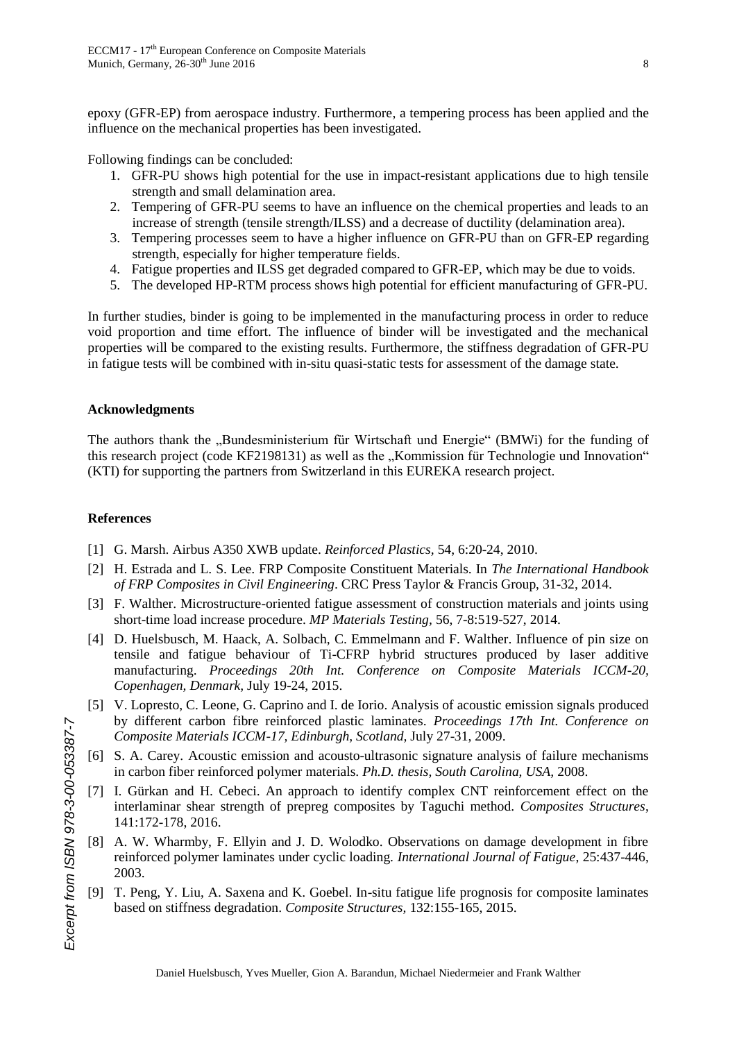epoxy (GFR-EP) from aerospace industry. Furthermore, a tempering process has been applied and the influence on the mechanical properties has been investigated.

Following findings can be concluded:

1. GFR-PU shows high potential for the use in impact-resistant applications due to high tensile strength and small delamination area.
2. Tempering of GFR-PU seems to have an influence on the chemical properties and leads to an increase of strength (tensile strength/ILSS) and a decrease of ductility (delamination area).
3. Tempering processes seem to have a higher influence on GFR-PU than on GFR-EP regarding strength, especially for higher temperature fields.
4. Fatigue properties and ILSS get degraded compared to GFR-EP, which may be due to voids.
5. The developed HP-RTM process shows high potential for efficient manufacturing of GFR-PU.

In further studies, binder is going to be implemented in the manufacturing process in order to reduce void proportion and time effort. The influence of binder will be investigated and the mechanical properties will be compared to the existing results. Furthermore, the stiffness degradation of GFR-PU in fatigue tests will be combined with in-situ quasi-static tests for assessment of the damage state.

## Acknowledgments

The authors thank the „Bundesministerium für Wirtschaft und Energie" (BMWi) for the funding of this research project (code KF2198131) as well as the „Kommission für Technologie und Innovation" (KTI) for supporting the partners from Switzerland in this EUREKA research project.

## References

[1] G. Marsh. Airbus A350 XWB update. *Reinforced Plastics*, 54, 6:20-24, 2010.

[2] H. Estrada and L. S. Lee. FRP Composite Constituent Materials. In *The International Handbook of FRP Composites in Civil Engineering*. CRC Press Taylor & Francis Group, 31-32, 2014.

[3] F. Walther. Microstructure-oriented fatigue assessment of construction materials and joints using short-time load increase procedure. *MP Materials Testing*, 56, 7-8:519-527, 2014.

[4] D. Huelsbusch, M. Haack, A. Solbach, C. Emmelmann and F. Walther. Influence of pin size on tensile and fatigue behaviour of Ti-CFRP hybrid structures produced by laser additive manufacturing. *Proceedings 20th Int. Conference on Composite Materials ICCM-20, Copenhagen, Denmark*, July 19-24, 2015.

[5] V. Lopresto, C. Leone, G. Caprino and I. de Iorio. Analysis of acoustic emission signals produced by different carbon fibre reinforced plastic laminates. *Proceedings 17th Int. Conference on Composite Materials ICCM-17, Edinburgh, Scotland*, July 27-31, 2009.

[6] S. A. Carey. Acoustic emission and acousto-ultrasonic signature analysis of failure mechanisms in carbon fiber reinforced polymer materials. *Ph.D. thesis, South Carolina, USA*, 2008.

[7] I. Gürkan and H. Cebeci. An approach to identify complex CNT reinforcement effect on the interlaminar shear strength of prepreg composites by Taguchi method. *Composites Structures*, 141:172-178, 2016.

[8] A. W. Wharmby, F. Ellyin and J. D. Wolodko. Observations on damage development in fibre reinforced polymer laminates under cyclic loading. *International Journal of Fatigue*, 25:437-446, 2003.

[9] T. Peng, Y. Liu, A. Saxena and K. Goebel. In-situ fatigue life prognosis for composite laminates based on stiffness degradation. *Composite Structures*, 132:155-165, 2015.